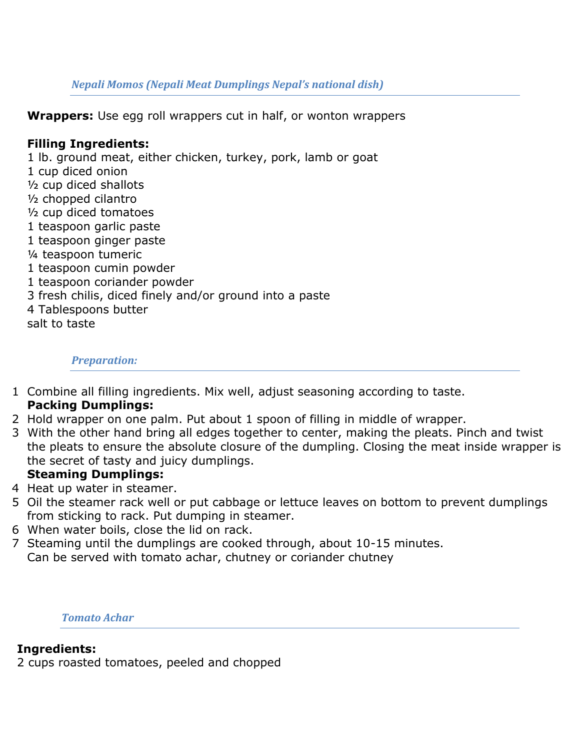## *Nepali Momos (Nepali Meat Dumplings Nepal's national dish)*

**Wrappers:** Use egg roll wrappers cut in half, or wonton wrappers

**Filling Ingredients:**
1 lb. ground meat, either chicken, turkey, pork, lamb or goat
1 cup diced onion
½ cup diced shallots
½ chopped cilantro
½ cup diced tomatoes
1 teaspoon garlic paste
1 teaspoon ginger paste
¼ teaspoon tumeric
1 teaspoon cumin powder
1 teaspoon coriander powder
3 fresh chilis, diced finely and/or ground into a paste
4 Tablespoons butter
salt to taste

## *Preparation:*

1. Combine all filling ingredients. Mix well, adjust seasoning according to taste.

**Packing Dumplings:**

2. Hold wrapper on one palm. Put about 1 spoon of filling in middle of wrapper.
3. With the other hand bring all edges together to center, making the pleats. Pinch and twist the pleats to ensure the absolute closure of the dumpling. Closing the meat inside wrapper is the secret of tasty and juicy dumplings.

**Steaming Dumplings:**

4. Heat up water in steamer.
5. Oil the steamer rack well or put cabbage or lettuce leaves on bottom to prevent dumplings from sticking to rack. Put dumping in steamer.
6. When water boils, close the lid on rack.
7. Steaming until the dumplings are cooked through, about 10-15 minutes.
   Can be served with tomato achar, chutney or coriander chutney

## *Tomato Achar*

**Ingredients:**
2 cups roasted tomatoes, peeled and chopped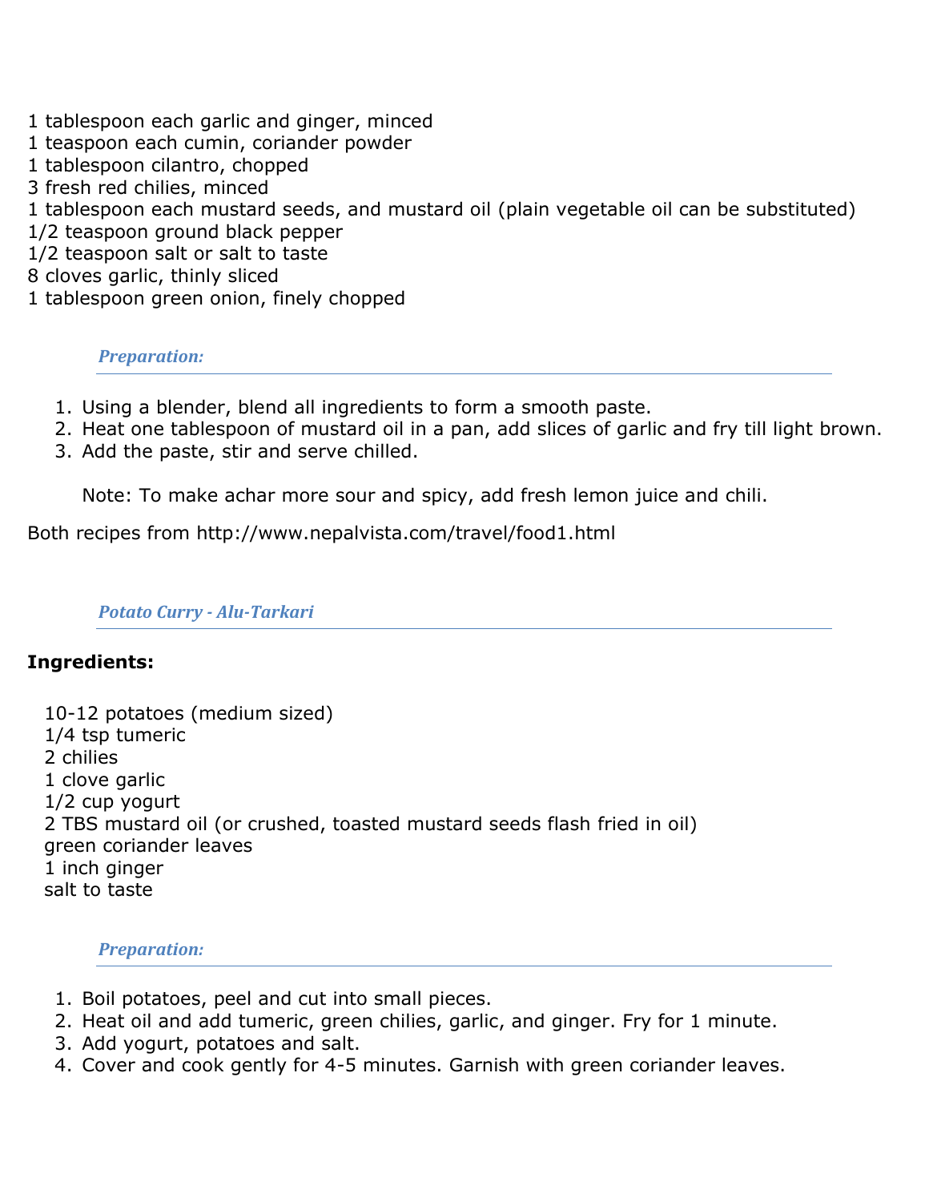1 tablespoon each garlic and ginger, minced
1 teaspoon each cumin, coriander powder
1 tablespoon cilantro, chopped
3 fresh red chilies, minced
1 tablespoon each mustard seeds, and mustard oil (plain vegetable oil can be substituted)
1/2 teaspoon ground black pepper
1/2 teaspoon salt or salt to taste
8 cloves garlic, thinly sliced
1 tablespoon green onion, finely chopped

### *Preparation:*

1. Using a blender, blend all ingredients to form a smooth paste.
2. Heat one tablespoon of mustard oil in a pan, add slices of garlic and fry till light brown.
3. Add the paste, stir and serve chilled.

   Note: To make achar more sour and spicy, add fresh lemon juice and chili.

Both recipes from http://www.nepalvista.com/travel/food1.html

### *Potato Curry - Alu-Tarkari*

**Ingredients:**

10-12 potatoes (medium sized)
1/4 tsp tumeric
2 chilies
1 clove garlic
1/2 cup yogurt
2 TBS mustard oil (or crushed, toasted mustard seeds flash fried in oil)
green coriander leaves
1 inch ginger
salt to taste

### *Preparation:*

1. Boil potatoes, peel and cut into small pieces.
2. Heat oil and add tumeric, green chilies, garlic, and ginger. Fry for 1 minute.
3. Add yogurt, potatoes and salt.
4. Cover and cook gently for 4-5 minutes. Garnish with green coriander leaves.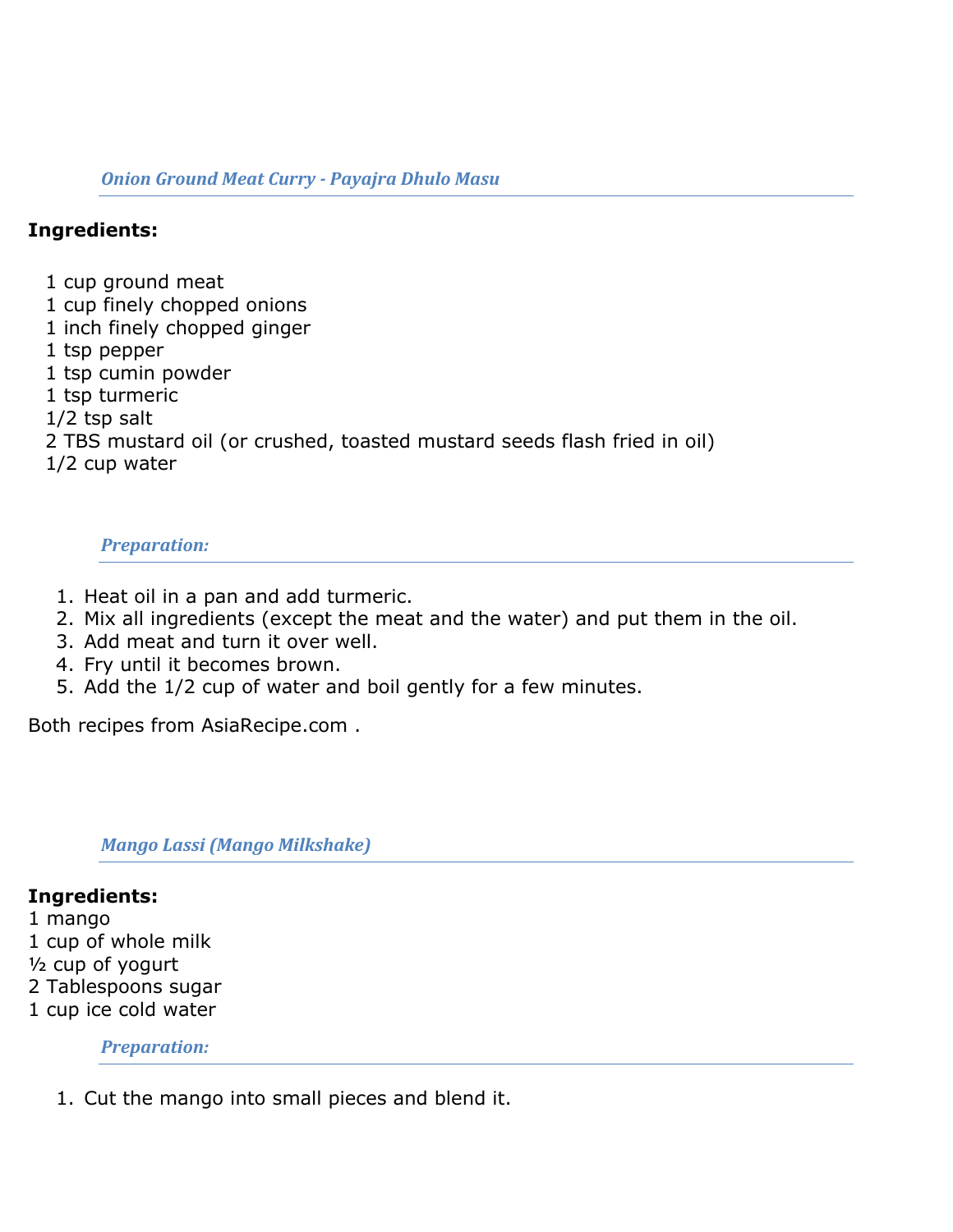### *Onion Ground Meat Curry - Payajra Dhulo Masu*

**Ingredients:**

1 cup ground meat
1 cup finely chopped onions
1 inch finely chopped ginger
1 tsp pepper
1 tsp cumin powder
1 tsp turmeric
1/2 tsp salt
2 TBS mustard oil (or crushed, toasted mustard seeds flash fried in oil)
1/2 cup water

### *Preparation:*

1. Heat oil in a pan and add turmeric.
2. Mix all ingredients (except the meat and the water) and put them in the oil.
3. Add meat and turn it over well.
4. Fry until it becomes brown.
5. Add the 1/2 cup of water and boil gently for a few minutes.

Both recipes from AsiaRecipe.com .

### *Mango Lassi (Mango Milkshake)*

**Ingredients:**
1 mango
1 cup of whole milk
½ cup of yogurt
2 Tablespoons sugar
1 cup ice cold water

### *Preparation:*

1. Cut the mango into small pieces and blend it.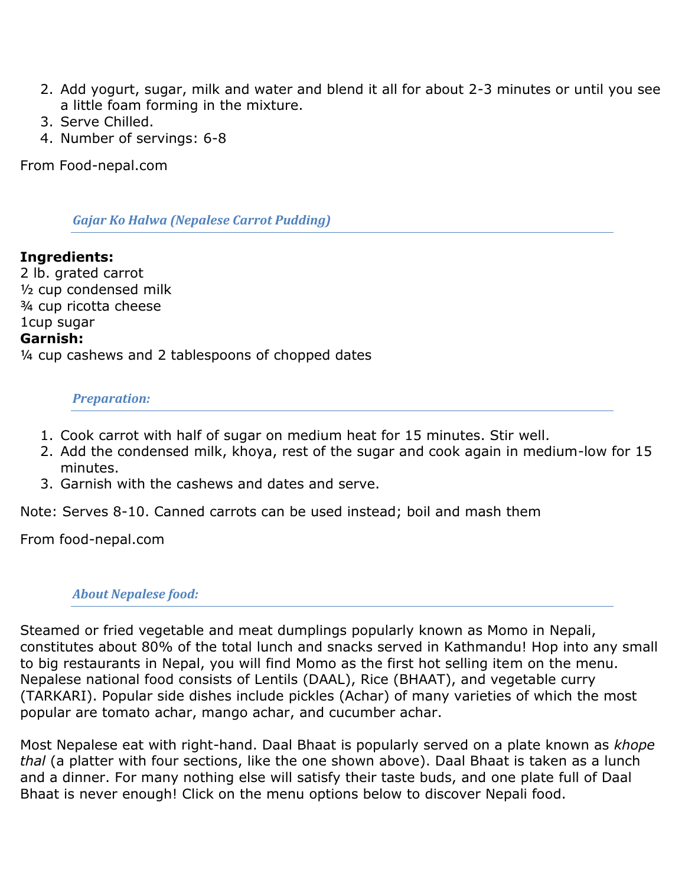2. Add yogurt, sugar, milk and water and blend it all for about 2-3 minutes or until you see a little foam forming in the mixture.
3. Serve Chilled.
4. Number of servings: 6-8

From Food-nepal.com

### *Gajar Ko Halwa (Nepalese Carrot Pudding)*

**Ingredients:**
2 lb. grated carrot
½ cup condensed milk
¾ cup ricotta cheese
1cup sugar
**Garnish:**
¼ cup cashews and 2 tablespoons of chopped dates

### *Preparation:*

1. Cook carrot with half of sugar on medium heat for 15 minutes. Stir well.
2. Add the condensed milk, khoya, rest of the sugar and cook again in medium-low for 15 minutes.
3. Garnish with the cashews and dates and serve.

Note: Serves 8-10. Canned carrots can be used instead; boil and mash them

From food-nepal.com

### *About Nepalese food:*

Steamed or fried vegetable and meat dumplings popularly known as Momo in Nepali, constitutes about 80% of the total lunch and snacks served in Kathmandu! Hop into any small to big restaurants in Nepal, you will find Momo as the first hot selling item on the menu. Nepalese national food consists of Lentils (DAAL), Rice (BHAAT), and vegetable curry (TARKARI). Popular side dishes include pickles (Achar) of many varieties of which the most popular are tomato achar, mango achar, and cucumber achar.

Most Nepalese eat with right-hand. Daal Bhaat is popularly served on a plate known as *khope thal* (a platter with four sections, like the one shown above). Daal Bhaat is taken as a lunch and a dinner. For many nothing else will satisfy their taste buds, and one plate full of Daal Bhaat is never enough! Click on the menu options below to discover Nepali food.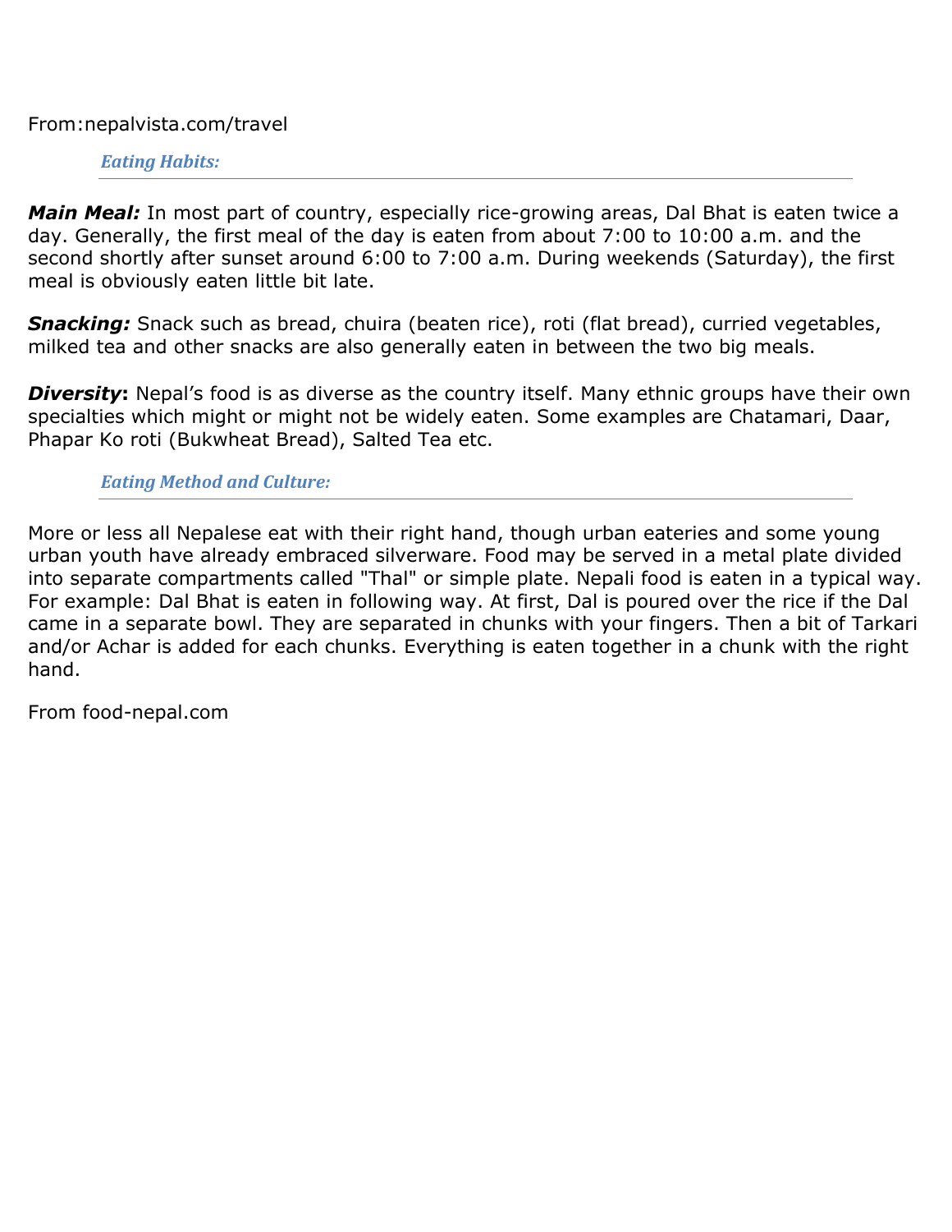From:nepalvista.com/travel

### *Eating Habits:*

***Main Meal:*** In most part of country, especially rice-growing areas, Dal Bhat is eaten twice a day. Generally, the first meal of the day is eaten from about 7:00 to 10:00 a.m. and the second shortly after sunset around 6:00 to 7:00 a.m. During weekends (Saturday), the first meal is obviously eaten little bit late.

***Snacking:*** Snack such as bread, chuira (beaten rice), roti (flat bread), curried vegetables, milked tea and other snacks are also generally eaten in between the two big meals.

***Diversity*****:** Nepal's food is as diverse as the country itself. Many ethnic groups have their own specialties which might or might not be widely eaten. Some examples are Chatamari, Daar, Phapar Ko roti (Bukwheat Bread), Salted Tea etc.

### *Eating Method and Culture:*

More or less all Nepalese eat with their right hand, though urban eateries and some young urban youth have already embraced silverware. Food may be served in a metal plate divided into separate compartments called "Thal" or simple plate. Nepali food is eaten in a typical way. For example: Dal Bhat is eaten in following way. At first, Dal is poured over the rice if the Dal came in a separate bowl. They are separated in chunks with your fingers. Then a bit of Tarkari and/or Achar is added for each chunks. Everything is eaten together in a chunk with the right hand.

From food-nepal.com